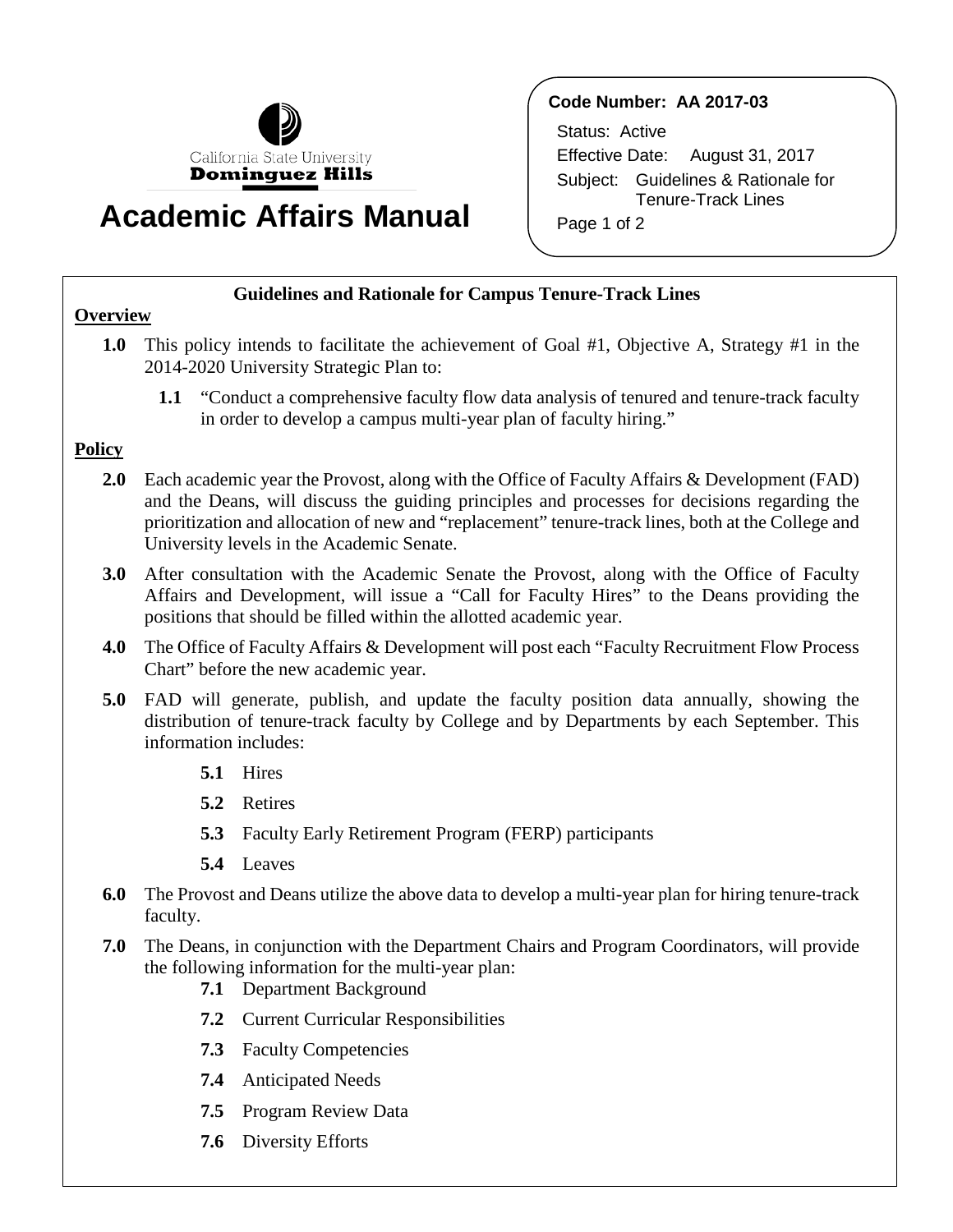California State University
**Dominguez Hills**

# Academic Affairs Manual

**Code Number: AA 2017-03**

Status: Active

Effective Date: August 31, 2017

Subject: Guidelines & Rationale for Tenure-Track Lines

## Guidelines and Rationale for Campus Tenure-Track Lines

### Overview

**1.0** This policy intends to facilitate the achievement of Goal #1, Objective A, Strategy #1 in the 2014-2020 University Strategic Plan to:

**1.1** "Conduct a comprehensive faculty flow data analysis of tenured and tenure-track faculty in order to develop a campus multi-year plan of faculty hiring."

### Policy

**2.0** Each academic year the Provost, along with the Office of Faculty Affairs & Development (FAD) and the Deans, will discuss the guiding principles and processes for decisions regarding the prioritization and allocation of new and "replacement" tenure-track lines, both at the College and University levels in the Academic Senate.

**3.0** After consultation with the Academic Senate the Provost, along with the Office of Faculty Affairs and Development, will issue a "Call for Faculty Hires" to the Deans providing the positions that should be filled within the allotted academic year.

**4.0** The Office of Faculty Affairs & Development will post each "Faculty Recruitment Flow Process Chart" before the new academic year.

**5.0** FAD will generate, publish, and update the faculty position data annually, showing the distribution of tenure-track faculty by College and by Departments by each September. This information includes:

**5.1** Hires

**5.2** Retires

**5.3** Faculty Early Retirement Program (FERP) participants

**5.4** Leaves

**6.0** The Provost and Deans utilize the above data to develop a multi-year plan for hiring tenure-track faculty.

**7.0** The Deans, in conjunction with the Department Chairs and Program Coordinators, will provide the following information for the multi-year plan:

**7.1** Department Background

**7.2** Current Curricular Responsibilities

**7.3** Faculty Competencies

**7.4** Anticipated Needs

**7.5** Program Review Data

**7.6** Diversity Efforts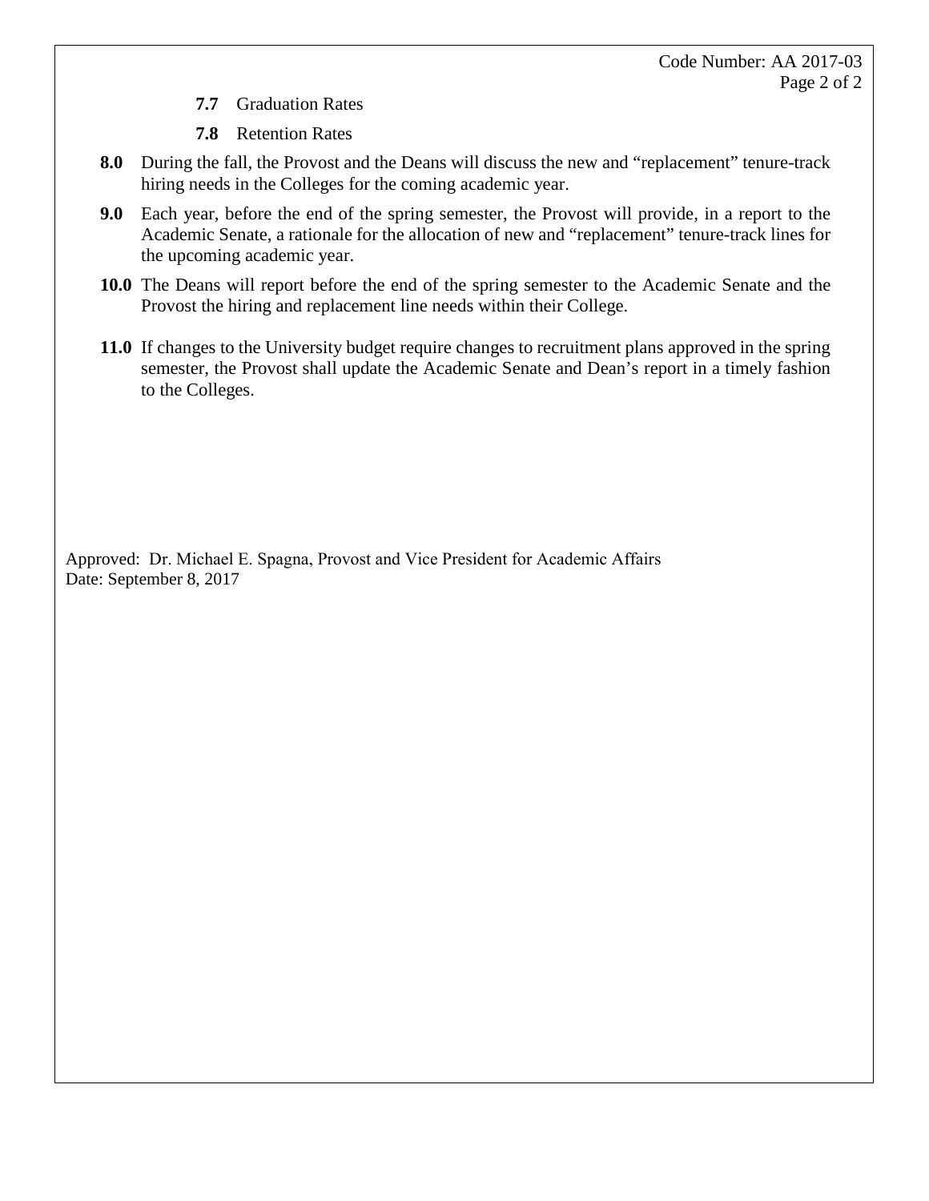**7.7** Graduation Rates

**7.8** Retention Rates

**8.0** During the fall, the Provost and the Deans will discuss the new and "replacement" tenure-track hiring needs in the Colleges for the coming academic year.

**9.0** Each year, before the end of the spring semester, the Provost will provide, in a report to the Academic Senate, a rationale for the allocation of new and "replacement" tenure-track lines for the upcoming academic year.

**10.0** The Deans will report before the end of the spring semester to the Academic Senate and the Provost the hiring and replacement line needs within their College.

**11.0** If changes to the University budget require changes to recruitment plans approved in the spring semester, the Provost shall update the Academic Senate and Dean's report in a timely fashion to the Colleges.

Approved: Dr. Michael E. Spagna, Provost and Vice President for Academic Affairs
Date: September 8, 2017